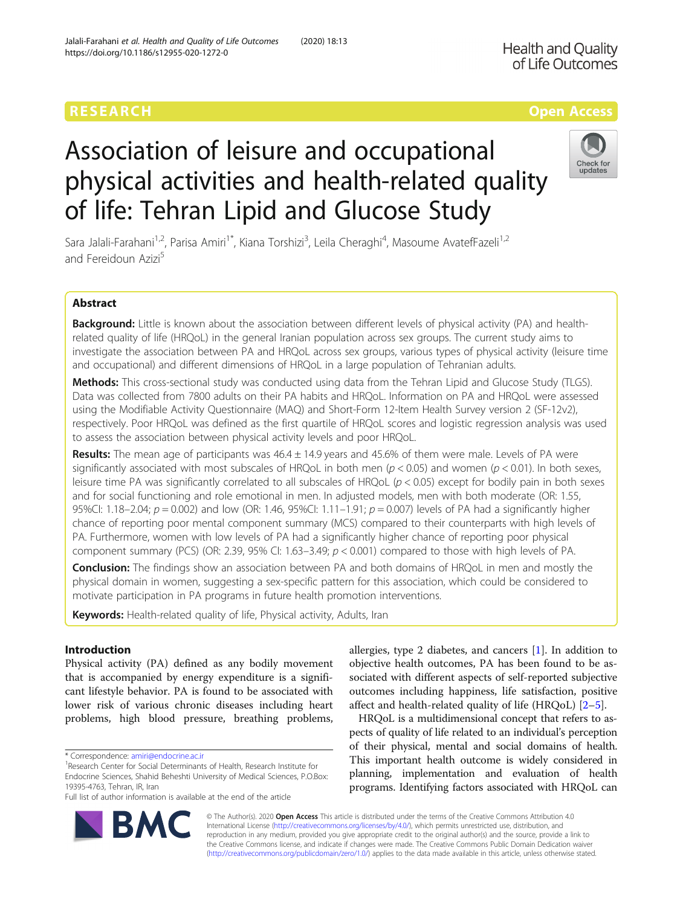RESEARCH

Open Access

# Association of leisure and occupational physical activities and health-related quality of life: Tehran Lipid and Glucose Study

Sara Jalali-Farahani[1,2], Parisa Amiri[1*], Kiana Torshizi[3], Leila Cheraghi[4], Masoume AvatefFazeli[1,2] and Fereidoun Azizi[5]

## Abstract

**Background:** Little is known about the association between different levels of physical activity (PA) and health-related quality of life (HRQoL) in the general Iranian population across sex groups. The current study aims to investigate the association between PA and HRQoL across sex groups, various types of physical activity (leisure time and occupational) and different dimensions of HRQoL in a large population of Tehranian adults.

**Methods:** This cross-sectional study was conducted using data from the Tehran Lipid and Glucose Study (TLGS). Data was collected from 7800 adults on their PA habits and HRQoL. Information on PA and HRQoL were assessed using the Modifiable Activity Questionnaire (MAQ) and Short-Form 12-Item Health Survey version 2 (SF-12v2), respectively. Poor HRQoL was defined as the first quartile of HRQoL scores and logistic regression analysis was used to assess the association between physical activity levels and poor HRQoL.

**Results:** The mean age of participants was 46.4 ± 14.9 years and 45.6% of them were male. Levels of PA were significantly associated with most subscales of HRQoL in both men ($p < 0.05$) and women ($p < 0.01$). In both sexes, leisure time PA was significantly correlated to all subscales of HRQoL ($p < 0.05$) except for bodily pain in both sexes and for social functioning and role emotional in men. In adjusted models, men with both moderate (OR: 1.55, 95%CI: 1.18–2.04; $p = 0.002$) and low (OR: 1.46, 95%CI: 1.11–1.91; $p = 0.007$) levels of PA had a significantly higher chance of reporting poor mental component summary (MCS) compared to their counterparts with high levels of PA. Furthermore, women with low levels of PA had a significantly higher chance of reporting poor physical component summary (PCS) (OR: 2.39, 95% CI: 1.63–3.49; $p < 0.001$) compared to those with high levels of PA.

**Conclusion:** The findings show an association between PA and both domains of HRQoL in men and mostly the physical domain in women, suggesting a sex-specific pattern for this association, which could be considered to motivate participation in PA programs in future health promotion interventions.

**Keywords:** Health-related quality of life, Physical activity, Adults, Iran

## Introduction

Physical activity (PA) defined as any bodily movement that is accompanied by energy expenditure is a significant lifestyle behavior. PA is found to be associated with lower risk of various chronic diseases including heart problems, high blood pressure, breathing problems, allergies, type 2 diabetes, and cancers [1]. In addition to objective health outcomes, PA has been found to be associated with different aspects of self-reported subjective outcomes including happiness, life satisfaction, positive affect and health-related quality of life (HRQoL) [2–5].

HRQoL is a multidimensional concept that refers to aspects of quality of life related to an individual's perception of their physical, mental and social domains of health. This important health outcome is widely considered in planning, implementation and evaluation of health programs. Identifying factors associated with HRQoL can

\* Correspondence: amiri@endocrine.ac.ir

[1]Research Center for Social Determinants of Health, Research Institute for Endocrine Sciences, Shahid Beheshti University of Medical Sciences, P.O.Box: 19395-4763, Tehran, IR, Iran

Full list of author information is available at the end of the article

© The Author(s). 2020 **Open Access** This article is distributed under the terms of the Creative Commons Attribution 4.0 International License (http://creativecommons.org/licenses/by/4.0/), which permits unrestricted use, distribution, and reproduction in any medium, provided you give appropriate credit to the original author(s) and the source, provide a link to the Creative Commons license, and indicate if changes were made. The Creative Commons Public Domain Dedication waiver (http://creativecommons.org/publicdomain/zero/1.0/) applies to the data made available in this article, unless otherwise stated.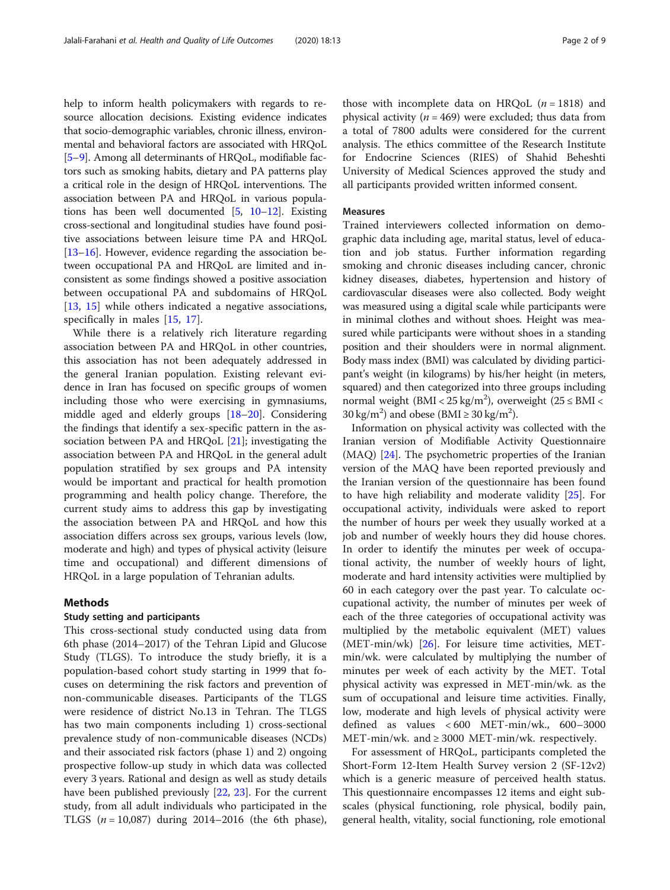help to inform health policymakers with regards to resource allocation decisions. Existing evidence indicates that socio-demographic variables, chronic illness, environmental and behavioral factors are associated with HRQoL [5–9]. Among all determinants of HRQoL, modifiable factors such as smoking habits, dietary and PA patterns play a critical role in the design of HRQoL interventions. The association between PA and HRQoL in various populations has been well documented [5, 10–12]. Existing cross-sectional and longitudinal studies have found positive associations between leisure time PA and HRQoL [13–16]. However, evidence regarding the association between occupational PA and HRQoL are limited and inconsistent as some findings showed a positive association between occupational PA and subdomains of HRQoL [13, 15] while others indicated a negative associations, specifically in males [15, 17].

While there is a relatively rich literature regarding association between PA and HRQoL in other countries, this association has not been adequately addressed in the general Iranian population. Existing relevant evidence in Iran has focused on specific groups of women including those who were exercising in gymnasiums, middle aged and elderly groups [18–20]. Considering the findings that identify a sex-specific pattern in the association between PA and HRQoL [21]; investigating the association between PA and HRQoL in the general adult population stratified by sex groups and PA intensity would be important and practical for health promotion programming and health policy change. Therefore, the current study aims to address this gap by investigating the association between PA and HRQoL and how this association differs across sex groups, various levels (low, moderate and high) and types of physical activity (leisure time and occupational) and different dimensions of HRQoL in a large population of Tehranian adults.

## Methods

### Study setting and participants

This cross-sectional study conducted using data from 6th phase (2014–2017) of the Tehran Lipid and Glucose Study (TLGS). To introduce the study briefly, it is a population-based cohort study starting in 1999 that focuses on determining the risk factors and prevention of non-communicable diseases. Participants of the TLGS were residence of district No.13 in Tehran. The TLGS has two main components including 1) cross-sectional prevalence study of non-communicable diseases (NCDs) and their associated risk factors (phase 1) and 2) ongoing prospective follow-up study in which data was collected every 3 years. Rational and design as well as study details have been published previously [22, 23]. For the current study, from all adult individuals who participated in the TLGS ($n = 10{,}087$) during 2014–2016 (the 6th phase), those with incomplete data on HRQoL ($n = 1818$) and physical activity ($n = 469$) were excluded; thus data from a total of 7800 adults were considered for the current analysis. The ethics committee of the Research Institute for Endocrine Sciences (RIES) of Shahid Beheshti University of Medical Sciences approved the study and all participants provided written informed consent.

### Measures

Trained interviewers collected information on demographic data including age, marital status, level of education and job status. Further information regarding smoking and chronic diseases including cancer, chronic kidney diseases, diabetes, hypertension and history of cardiovascular diseases were also collected. Body weight was measured using a digital scale while participants were in minimal clothes and without shoes. Height was measured while participants were without shoes in a standing position and their shoulders were in normal alignment. Body mass index (BMI) was calculated by dividing participant's weight (in kilograms) by his/her height (in meters, squared) and then categorized into three groups including normal weight (BMI < 25 kg/m$^2$), overweight (25 ≤ BMI < 30 kg/m$^2$) and obese (BMI ≥ 30 kg/m$^2$).

Information on physical activity was collected with the Iranian version of Modifiable Activity Questionnaire (MAQ) [24]. The psychometric properties of the Iranian version of the MAQ have been reported previously and the Iranian version of the questionnaire has been found to have high reliability and moderate validity [25]. For occupational activity, individuals were asked to report the number of hours per week they usually worked at a job and number of weekly hours they did house chores. In order to identify the minutes per week of occupational activity, the number of weekly hours of light, moderate and hard intensity activities were multiplied by 60 in each category over the past year. To calculate occupational activity, the number of minutes per week of each of the three categories of occupational activity was multiplied by the metabolic equivalent (MET) values (MET-min/wk) [26]. For leisure time activities, MET-min/wk. were calculated by multiplying the number of minutes per week of each activity by the MET. Total physical activity was expressed in MET-min/wk. as the sum of occupational and leisure time activities. Finally, low, moderate and high levels of physical activity were defined as values < 600 MET-min/wk., 600–3000 MET-min/wk. and ≥ 3000 MET-min/wk. respectively.

For assessment of HRQoL, participants completed the Short-Form 12-Item Health Survey version 2 (SF-12v2) which is a generic measure of perceived health status. This questionnaire encompasses 12 items and eight subscales (physical functioning, role physical, bodily pain, general health, vitality, social functioning, role emotional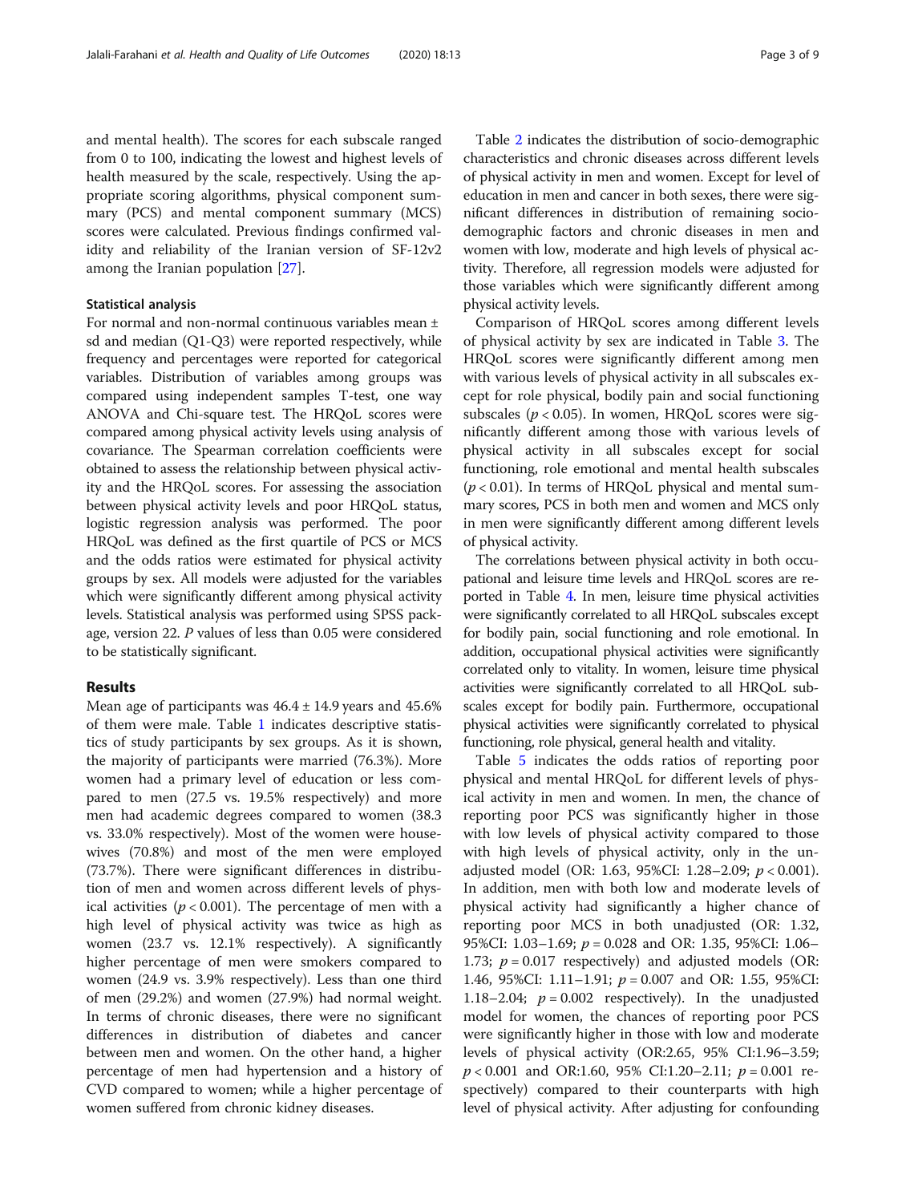and mental health). The scores for each subscale ranged from 0 to 100, indicating the lowest and highest levels of health measured by the scale, respectively. Using the appropriate scoring algorithms, physical component summary (PCS) and mental component summary (MCS) scores were calculated. Previous findings confirmed validity and reliability of the Iranian version of SF-12v2 among the Iranian population [27].

### Statistical analysis

For normal and non-normal continuous variables mean ± sd and median (Q1-Q3) were reported respectively, while frequency and percentages were reported for categorical variables. Distribution of variables among groups was compared using independent samples T-test, one way ANOVA and Chi-square test. The HRQoL scores were compared among physical activity levels using analysis of covariance. The Spearman correlation coefficients were obtained to assess the relationship between physical activity and the HRQoL scores. For assessing the association between physical activity levels and poor HRQoL status, logistic regression analysis was performed. The poor HRQoL was defined as the first quartile of PCS or MCS and the odds ratios were estimated for physical activity groups by sex. All models were adjusted for the variables which were significantly different among physical activity levels. Statistical analysis was performed using SPSS package, version 22. *P* values of less than 0.05 were considered to be statistically significant.

## Results

Mean age of participants was 46.4 ± 14.9 years and 45.6% of them were male. Table 1 indicates descriptive statistics of study participants by sex groups. As it is shown, the majority of participants were married (76.3%). More women had a primary level of education or less compared to men (27.5 vs. 19.5% respectively) and more men had academic degrees compared to women (38.3 vs. 33.0% respectively). Most of the women were housewives (70.8%) and most of the men were employed (73.7%). There were significant differences in distribution of men and women across different levels of physical activities ($p < 0.001$). The percentage of men with a high level of physical activity was twice as high as women (23.7 vs. 12.1% respectively). A significantly higher percentage of men were smokers compared to women (24.9 vs. 3.9% respectively). Less than one third of men (29.2%) and women (27.9%) had normal weight. In terms of chronic diseases, there were no significant differences in distribution of diabetes and cancer between men and women. On the other hand, a higher percentage of men had hypertension and a history of CVD compared to women; while a higher percentage of women suffered from chronic kidney diseases.

Table 2 indicates the distribution of socio-demographic characteristics and chronic diseases across different levels of physical activity in men and women. Except for level of education in men and cancer in both sexes, there were significant differences in distribution of remaining socio-demographic factors and chronic diseases in men and women with low, moderate and high levels of physical activity. Therefore, all regression models were adjusted for those variables which were significantly different among physical activity levels.

Comparison of HRQoL scores among different levels of physical activity by sex are indicated in Table 3. The HRQoL scores were significantly different among men with various levels of physical activity in all subscales except for role physical, bodily pain and social functioning subscales ($p < 0.05$). In women, HRQoL scores were significantly different among those with various levels of physical activity in all subscales except for social functioning, role emotional and mental health subscales ($p < 0.01$). In terms of HRQoL physical and mental summary scores, PCS in both men and women and MCS only in men were significantly different among different levels of physical activity.

The correlations between physical activity in both occupational and leisure time levels and HRQoL scores are reported in Table 4. In men, leisure time physical activities were significantly correlated to all HRQoL subscales except for bodily pain, social functioning and role emotional. In addition, occupational physical activities were significantly correlated only to vitality. In women, leisure time physical activities were significantly correlated to all HRQoL subscales except for bodily pain. Furthermore, occupational physical activities were significantly correlated to physical functioning, role physical, general health and vitality.

Table 5 indicates the odds ratios of reporting poor physical and mental HRQoL for different levels of physical activity in men and women. In men, the chance of reporting poor PCS was significantly higher in those with low levels of physical activity compared to those with high levels of physical activity, only in the unadjusted model (OR: 1.63, 95%CI: 1.28–2.09; $p < 0.001$). In addition, men with both low and moderate levels of physical activity had significantly a higher chance of reporting poor MCS in both unadjusted (OR: 1.32, 95%CI: 1.03–1.69; $p = 0.028$ and OR: 1.35, 95%CI: 1.06–1.73; $p = 0.017$ respectively) and adjusted models (OR: 1.46, 95%CI: 1.11–1.91; $p = 0.007$ and OR: 1.55, 95%CI: 1.18–2.04; $p = 0.002$ respectively). In the unadjusted model for women, the chances of reporting poor PCS were significantly higher in those with low and moderate levels of physical activity (OR:2.65, 95% CI:1.96–3.59; $p < 0.001$ and OR:1.60, 95% CI:1.20–2.11; $p = 0.001$ respectively) compared to their counterparts with high level of physical activity. After adjusting for confounding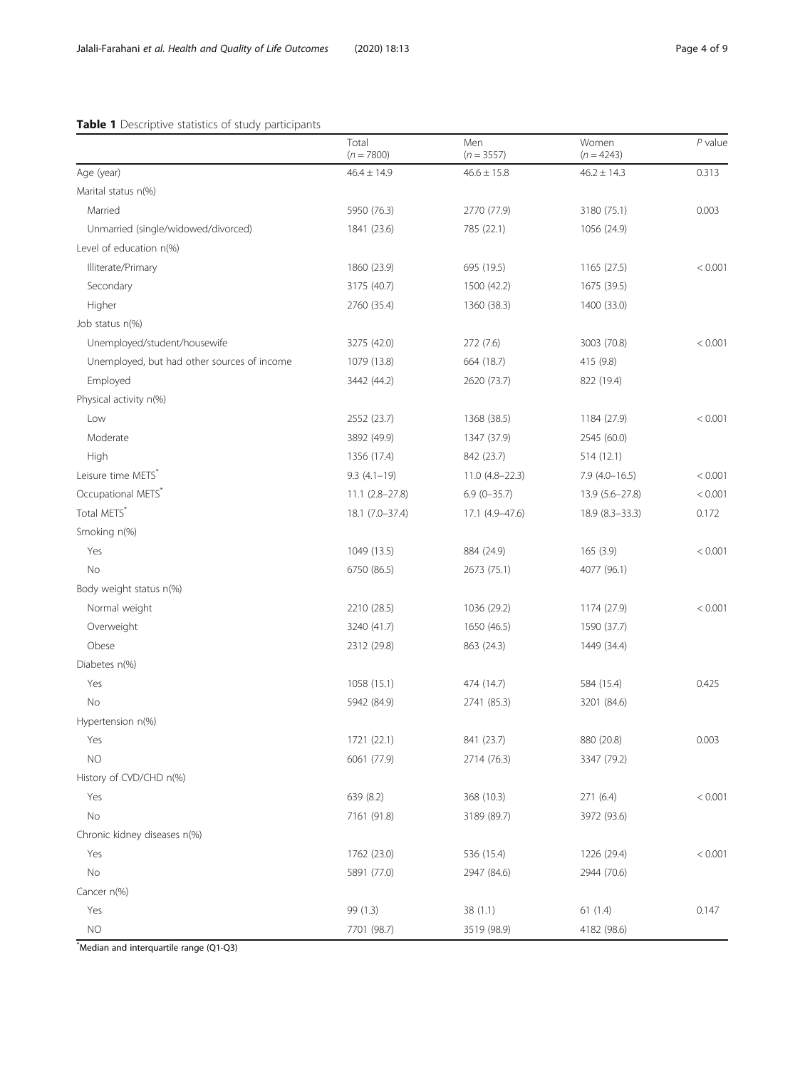**Table 1** Descriptive statistics of study participants

| | Total (*n* = 7800) | Men (*n* = 3557) | Women (*n* = 4243) | *P* value |
|---|---|---|---|---|
| Age (year) | 46.4 ± 14.9 | 46.6 ± 15.8 | 46.2 ± 14.3 | 0.313 |
| Marital status n(%) | | | | |
| Married | 5950 (76.3) | 2770 (77.9) | 3180 (75.1) | 0.003 |
| Unmarried (single/widowed/divorced) | 1841 (23.6) | 785 (22.1) | 1056 (24.9) | |
| Level of education n(%) | | | | |
| Illiterate/Primary | 1860 (23.9) | 695 (19.5) | 1165 (27.5) | < 0.001 |
| Secondary | 3175 (40.7) | 1500 (42.2) | 1675 (39.5) | |
| Higher | 2760 (35.4) | 1360 (38.3) | 1400 (33.0) | |
| Job status n(%) | | | | |
| Unemployed/student/housewife | 3275 (42.0) | 272 (7.6) | 3003 (70.8) | < 0.001 |
| Unemployed, but had other sources of income | 1079 (13.8) | 664 (18.7) | 415 (9.8) | |
| Employed | 3442 (44.2) | 2620 (73.7) | 822 (19.4) | |
| Physical activity n(%) | | | | |
| Low | 2552 (23.7) | 1368 (38.5) | 1184 (27.9) | < 0.001 |
| Moderate | 3892 (49.9) | 1347 (37.9) | 2545 (60.0) | |
| High | 1356 (17.4) | 842 (23.7) | 514 (12.1) | |
| Leisure time METS* | 9.3 (4.1–19) | 11.0 (4.8–22.3) | 7.9 (4.0–16.5) | < 0.001 |
| Occupational METS* | 11.1 (2.8–27.8) | 6.9 (0–35.7) | 13.9 (5.6–27.8) | < 0.001 |
| Total METS* | 18.1 (7.0–37.4) | 17.1 (4.9–47.6) | 18.9 (8.3–33.3) | 0.172 |
| Smoking n(%) | | | | |
| Yes | 1049 (13.5) | 884 (24.9) | 165 (3.9) | < 0.001 |
| No | 6750 (86.5) | 2673 (75.1) | 4077 (96.1) | |
| Body weight status n(%) | | | | |
| Normal weight | 2210 (28.5) | 1036 (29.2) | 1174 (27.9) | < 0.001 |
| Overweight | 3240 (41.7) | 1650 (46.5) | 1590 (37.7) | |
| Obese | 2312 (29.8) | 863 (24.3) | 1449 (34.4) | |
| Diabetes n(%) | | | | |
| Yes | 1058 (15.1) | 474 (14.7) | 584 (15.4) | 0.425 |
| No | 5942 (84.9) | 2741 (85.3) | 3201 (84.6) | |
| Hypertension n(%) | | | | |
| Yes | 1721 (22.1) | 841 (23.7) | 880 (20.8) | 0.003 |
| NO | 6061 (77.9) | 2714 (76.3) | 3347 (79.2) | |
| History of CVD/CHD n(%) | | | | |
| Yes | 639 (8.2) | 368 (10.3) | 271 (6.4) | < 0.001 |
| No | 7161 (91.8) | 3189 (89.7) | 3972 (93.6) | |
| Chronic kidney diseases n(%) | | | | |
| Yes | 1762 (23.0) | 536 (15.4) | 1226 (29.4) | < 0.001 |
| No | 5891 (77.0) | 2947 (84.6) | 2944 (70.6) | |
| Cancer n(%) | | | | |
| Yes | 99 (1.3) | 38 (1.1) | 61 (1.4) | 0.147 |
| NO | 7701 (98.7) | 3519 (98.9) | 4182 (98.6) | |

*Median and interquartile range (Q1-Q3)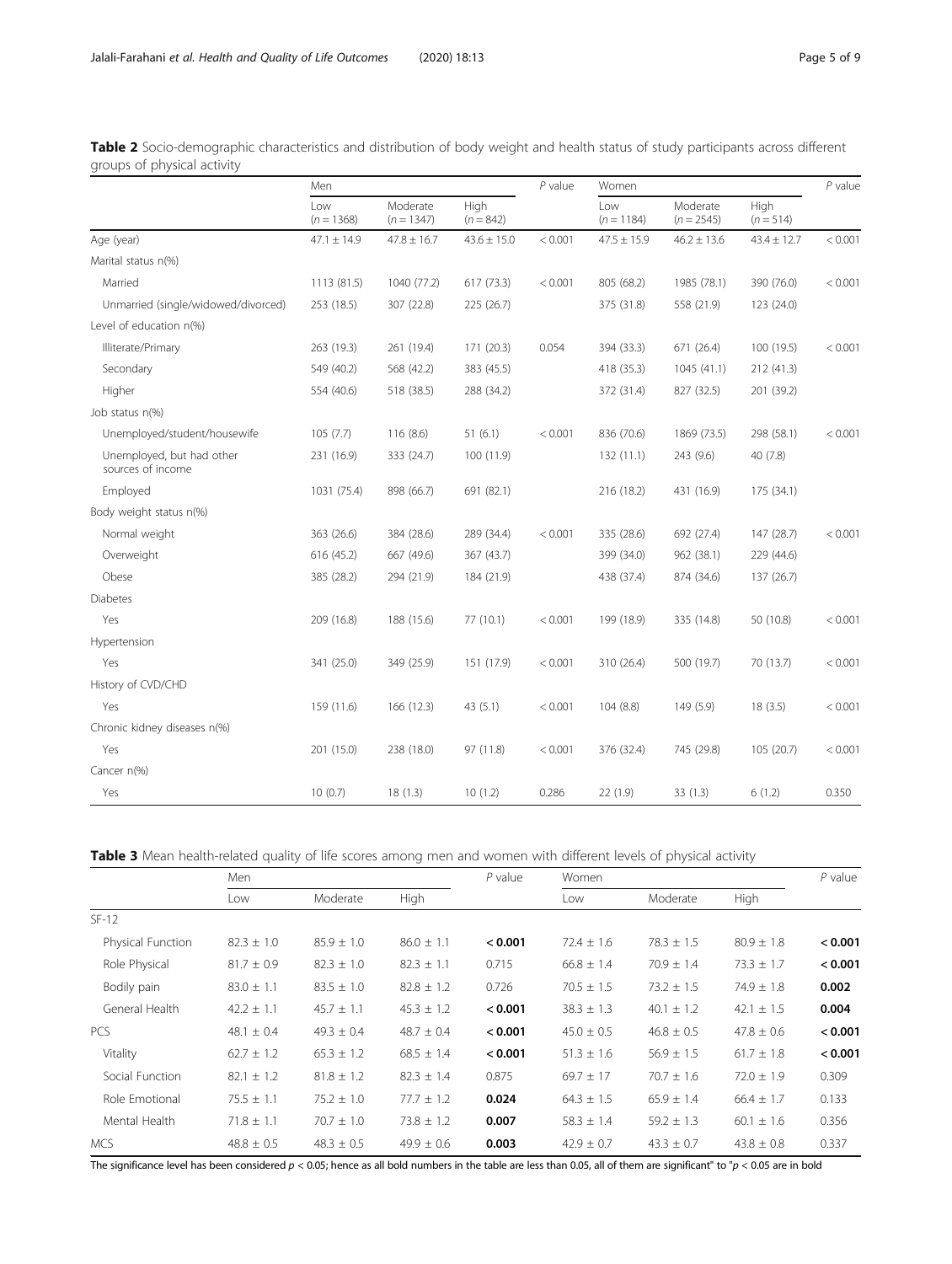**Table 2** Socio-demographic characteristics and distribution of body weight and health status of study participants across different groups of physical activity

| | Men | | | *P* value | Women | | | *P* value |
|---|---|---|---|---|---|---|---|---|
| | Low (*n* = 1368) | Moderate (*n* = 1347) | High (*n* = 842) | | Low (*n* = 1184) | Moderate (*n* = 2545) | High (*n* = 514) | |
| Age (year) | 47.1 ± 14.9 | 47.8 ± 16.7 | 43.6 ± 15.0 | < 0.001 | 47.5 ± 15.9 | 46.2 ± 13.6 | 43.4 ± 12.7 | < 0.001 |
| Marital status n(%) | | | | | | | | |
| Married | 1113 (81.5) | 1040 (77.2) | 617 (73.3) | < 0.001 | 805 (68.2) | 1985 (78.1) | 390 (76.0) | < 0.001 |
| Unmarried (single/widowed/divorced) | 253 (18.5) | 307 (22.8) | 225 (26.7) | | 375 (31.8) | 558 (21.9) | 123 (24.0) | |
| Level of education n(%) | | | | | | | | |
| Illiterate/Primary | 263 (19.3) | 261 (19.4) | 171 (20.3) | 0.054 | 394 (33.3) | 671 (26.4) | 100 (19.5) | < 0.001 |
| Secondary | 549 (40.2) | 568 (42.2) | 383 (45.5) | | 418 (35.3) | 1045 (41.1) | 212 (41.3) | |
| Higher | 554 (40.6) | 518 (38.5) | 288 (34.2) | | 372 (31.4) | 827 (32.5) | 201 (39.2) | |
| Job status n(%) | | | | | | | | |
| Unemployed/student/housewife | 105 (7.7) | 116 (8.6) | 51 (6.1) | < 0.001 | 836 (70.6) | 1869 (73.5) | 298 (58.1) | < 0.001 |
| Unemployed, but had other sources of income | 231 (16.9) | 333 (24.7) | 100 (11.9) | | 132 (11.1) | 243 (9.6) | 40 (7.8) | |
| Employed | 1031 (75.4) | 898 (66.7) | 691 (82.1) | | 216 (18.2) | 431 (16.9) | 175 (34.1) | |
| Body weight status n(%) | | | | | | | | |
| Normal weight | 363 (26.6) | 384 (28.6) | 289 (34.4) | < 0.001 | 335 (28.6) | 692 (27.4) | 147 (28.7) | < 0.001 |
| Overweight | 616 (45.2) | 667 (49.6) | 367 (43.7) | | 399 (34.0) | 962 (38.1) | 229 (44.6) | |
| Obese | 385 (28.2) | 294 (21.9) | 184 (21.9) | | 438 (37.4) | 874 (34.6) | 137 (26.7) | |
| Diabetes | | | | | | | | |
| Yes | 209 (16.8) | 188 (15.6) | 77 (10.1) | < 0.001 | 199 (18.9) | 335 (14.8) | 50 (10.8) | < 0.001 |
| Hypertension | | | | | | | | |
| Yes | 341 (25.0) | 349 (25.9) | 151 (17.9) | < 0.001 | 310 (26.4) | 500 (19.7) | 70 (13.7) | < 0.001 |
| History of CVD/CHD | | | | | | | | |
| Yes | 159 (11.6) | 166 (12.3) | 43 (5.1) | < 0.001 | 104 (8.8) | 149 (5.9) | 18 (3.5) | < 0.001 |
| Chronic kidney diseases n(%) | | | | | | | | |
| Yes | 201 (15.0) | 238 (18.0) | 97 (11.8) | < 0.001 | 376 (32.4) | 745 (29.8) | 105 (20.7) | < 0.001 |
| Cancer n(%) | | | | | | | | |
| Yes | 10 (0.7) | 18 (1.3) | 10 (1.2) | 0.286 | 22 (1.9) | 33 (1.3) | 6 (1.2) | 0.350 |

**Table 3** Mean health-related quality of life scores among men and women with different levels of physical activity

| | Men | | | *P* value | Women | | | *P* value |
|---|---|---|---|---|---|---|---|---|
| | Low | Moderate | High | | Low | Moderate | High | |
| SF-12 | | | | | | | | |
| Physical Function | 82.3 ± 1.0 | 85.9 ± 1.0 | 86.0 ± 1.1 | **< 0.001** | 72.4 ± 1.6 | 78.3 ± 1.5 | 80.9 ± 1.8 | **< 0.001** |
| Role Physical | 81.7 ± 0.9 | 82.3 ± 1.0 | 82.3 ± 1.1 | 0.715 | 66.8 ± 1.4 | 70.9 ± 1.4 | 73.3 ± 1.7 | **< 0.001** |
| Bodily pain | 83.0 ± 1.1 | 83.5 ± 1.0 | 82.8 ± 1.2 | 0.726 | 70.5 ± 1.5 | 73.2 ± 1.5 | 74.9 ± 1.8 | **0.002** |
| General Health | 42.2 ± 1.1 | 45.7 ± 1.1 | 45.3 ± 1.2 | **< 0.001** | 38.3 ± 1.3 | 40.1 ± 1.2 | 42.1 ± 1.5 | **0.004** |
| PCS | 48.1 ± 0.4 | 49.3 ± 0.4 | 48.7 ± 0.4 | **< 0.001** | 45.0 ± 0.5 | 46.8 ± 0.5 | 47.8 ± 0.6 | **< 0.001** |
| Vitality | 62.7 ± 1.2 | 65.3 ± 1.2 | 68.5 ± 1.4 | **< 0.001** | 51.3 ± 1.6 | 56.9 ± 1.5 | 61.7 ± 1.8 | **< 0.001** |
| Social Function | 82.1 ± 1.2 | 81.8 ± 1.2 | 82.3 ± 1.4 | 0.875 | 69.7 ± 17 | 70.7 ± 1.6 | 72.0 ± 1.9 | 0.309 |
| Role Emotional | 75.5 ± 1.1 | 75.2 ± 1.0 | 77.7 ± 1.2 | **0.024** | 64.3 ± 1.5 | 65.9 ± 1.4 | 66.4 ± 1.7 | 0.133 |
| Mental Health | 71.8 ± 1.1 | 70.7 ± 1.0 | 73.8 ± 1.2 | **0.007** | 58.3 ± 1.4 | 59.2 ± 1.3 | 60.1 ± 1.6 | 0.356 |
| MCS | 48.8 ± 0.5 | 48.3 ± 0.5 | 49.9 ± 0.6 | **0.003** | 42.9 ± 0.7 | 43.3 ± 0.7 | 43.8 ± 0.8 | 0.337 |

The significance level has been considered $p < 0.05$; hence as all bold numbers in the table are less than 0.05, all of them are significant" to "$p < 0.05$ are in bold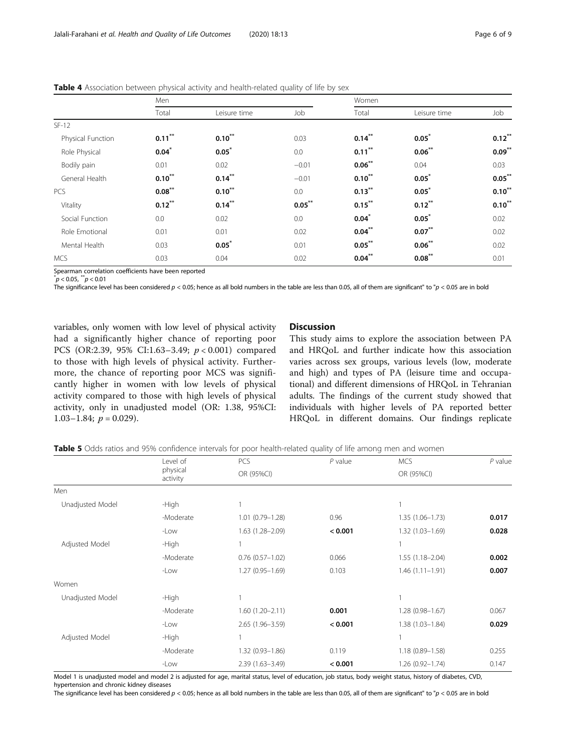**Table 4** Association between physical activity and health-related quality of life by sex

| | Men | | | Women | | |
|---|---|---|---|---|---|---|
| | Total | Leisure time | Job | Total | Leisure time | Job |
| SF-12 | | | | | | |
| Physical Function | **0.11**$^{**}$ | **0.10**$^{**}$ | 0.03 | **0.14**$^{**}$ | **0.05**$^{*}$ | **0.12**$^{**}$ |
| Role Physical | **0.04**$^{*}$ | **0.05**$^{*}$ | 0.0 | **0.11**$^{**}$ | **0.06**$^{**}$ | **0.09**$^{**}$ |
| Bodily pain | 0.01 | 0.02 | −0.01 | **0.06**$^{**}$ | 0.04 | 0.03 |
| General Health | **0.10**$^{**}$ | **0.14**$^{**}$ | −0.01 | **0.10**$^{**}$ | **0.05**$^{*}$ | **0.05**$^{**}$ |
| PCS | **0.08**$^{**}$ | **0.10**$^{**}$ | 0.0 | **0.13**$^{**}$ | **0.05**$^{*}$ | **0.10**$^{**}$ |
| Vitality | **0.12**$^{**}$ | **0.14**$^{**}$ | **0.05**$^{**}$ | **0.15**$^{**}$ | **0.12**$^{**}$ | **0.10**$^{**}$ |
| Social Function | 0.0 | 0.02 | 0.0 | **0.04**$^{*}$ | **0.05**$^{*}$ | 0.02 |
| Role Emotional | 0.01 | 0.01 | 0.02 | **0.04**$^{**}$ | **0.07**$^{**}$ | 0.02 |
| Mental Health | 0.03 | **0.05**$^{*}$ | 0.01 | **0.05**$^{**}$ | **0.06**$^{**}$ | 0.02 |
| MCS | 0.03 | 0.04 | 0.02 | **0.04**$^{**}$ | **0.08**$^{**}$ | 0.01 |

Spearman correlation coefficients have been reported

$^{*}p < 0.05$, $^{**}p < 0.01$

The significance level has been considered $p < 0.05$; hence as all bold numbers in the table are less than 0.05, all of them are significant" to "$p < 0.05$ are in bold

variables, only women with low level of physical activity had a significantly higher chance of reporting poor PCS (OR:2.39, 95% CI:1.63–3.49; $p < 0.001$) compared to those with high levels of physical activity. Furthermore, the chance of reporting poor MCS was significantly higher in women with low levels of physical activity compared to those with high levels of physical activity, only in unadjusted model (OR: 1.38, 95%CI: 1.03–1.84; $p = 0.029$).

## Discussion

This study aims to explore the association between PA and HRQoL and further indicate how this association varies across sex groups, various levels (low, moderate and high) and types of PA (leisure time and occupational) and different dimensions of HRQoL in Tehranian adults. The findings of the current study showed that individuals with higher levels of PA reported better HRQoL in different domains. Our findings replicate

**Table 5** Odds ratios and 95% confidence intervals for poor health-related quality of life among men and women

| | Level of physical activity | PCS OR (95%CI) | *P* value | MCS OR (95%CI) | *P* value |
|---|---|---|---|---|---|
| Men | | | | | |
| Unadjusted Model | -High | 1 | | 1 | |
| | -Moderate | 1.01 (0.79–1.28) | 0.96 | 1.35 (1.06–1.73) | **0.017** |
| | -Low | 1.63 (1.28–2.09) | **< 0.001** | 1.32 (1.03–1.69) | **0.028** |
| Adjusted Model | -High | 1 | | 1 | |
| | -Moderate | 0.76 (0.57–1.02) | 0.066 | 1.55 (1.18–2.04) | **0.002** |
| | -Low | 1.27 (0.95–1.69) | 0.103 | 1.46 (1.11–1.91) | **0.007** |
| Women | | | | | |
| Unadjusted Model | -High | 1 | | 1 | |
| | -Moderate | 1.60 (1.20–2.11) | **0.001** | 1.28 (0.98–1.67) | 0.067 |
| | -Low | 2.65 (1.96–3.59) | **< 0.001** | 1.38 (1.03–1.84) | **0.029** |
| Adjusted Model | -High | 1 | | 1 | |
| | -Moderate | 1.32 (0.93–1.86) | 0.119 | 1.18 (0.89–1.58) | 0.255 |
| | -Low | 2.39 (1.63–3.49) | **< 0.001** | 1.26 (0.92–1.74) | 0.147 |

Model 1 is unadjusted model and model 2 is adjusted for age, marital status, level of education, job status, body weight status, history of diabetes, CVD, hypertension and chronic kidney diseases

The significance level has been considered $p < 0.05$; hence as all bold numbers in the table are less than 0.05, all of them are significant" to "$p < 0.05$ are in bold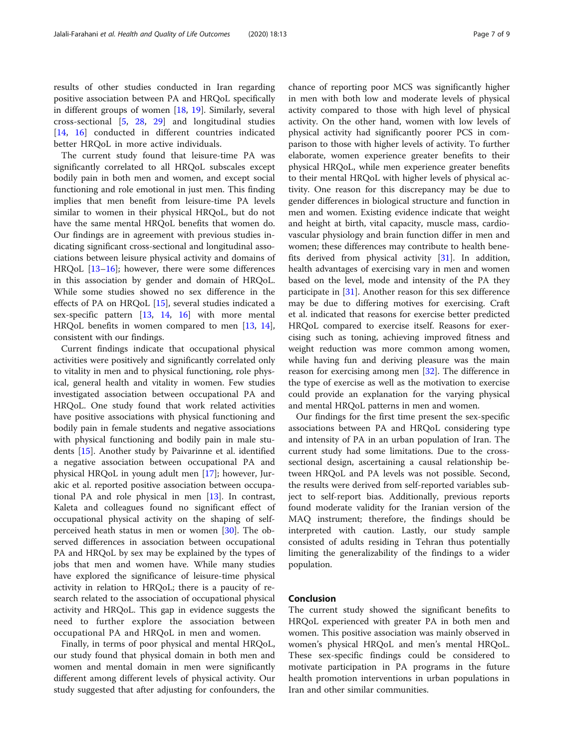results of other studies conducted in Iran regarding positive association between PA and HRQoL specifically in different groups of women [18, 19]. Similarly, several cross-sectional [5, 28, 29] and longitudinal studies [14, 16] conducted in different countries indicated better HRQoL in more active individuals.

The current study found that leisure-time PA was significantly correlated to all HRQoL subscales except bodily pain in both men and women, and except social functioning and role emotional in just men. This finding implies that men benefit from leisure-time PA levels similar to women in their physical HRQoL, but do not have the same mental HRQoL benefits that women do. Our findings are in agreement with previous studies indicating significant cross-sectional and longitudinal associations between leisure physical activity and domains of HRQoL [13–16]; however, there were some differences in this association by gender and domain of HRQoL. While some studies showed no sex difference in the effects of PA on HRQoL [15], several studies indicated a sex-specific pattern [13, 14, 16] with more mental HRQoL benefits in women compared to men [13, 14], consistent with our findings.

Current findings indicate that occupational physical activities were positively and significantly correlated only to vitality in men and to physical functioning, role physical, general health and vitality in women. Few studies investigated association between occupational PA and HRQoL. One study found that work related activities have positive associations with physical functioning and bodily pain in female students and negative associations with physical functioning and bodily pain in male students [15]. Another study by Paivarinne et al. identified a negative association between occupational PA and physical HRQoL in young adult men [17]; however, Jurakic et al. reported positive association between occupational PA and role physical in men [13]. In contrast, Kaleta and colleagues found no significant effect of occupational physical activity on the shaping of self-perceived heath status in men or women [30]. The observed differences in association between occupational PA and HRQoL by sex may be explained by the types of jobs that men and women have. While many studies have explored the significance of leisure-time physical activity in relation to HRQoL; there is a paucity of research related to the association of occupational physical activity and HRQoL. This gap in evidence suggests the need to further explore the association between occupational PA and HRQoL in men and women.

Finally, in terms of poor physical and mental HRQoL, our study found that physical domain in both men and women and mental domain in men were significantly different among different levels of physical activity. Our study suggested that after adjusting for confounders, the chance of reporting poor MCS was significantly higher in men with both low and moderate levels of physical activity compared to those with high level of physical activity. On the other hand, women with low levels of physical activity had significantly poorer PCS in comparison to those with higher levels of activity. To further elaborate, women experience greater benefits to their physical HRQoL, while men experience greater benefits to their mental HRQoL with higher levels of physical activity. One reason for this discrepancy may be due to gender differences in biological structure and function in men and women. Existing evidence indicate that weight and height at birth, vital capacity, muscle mass, cardiovascular physiology and brain function differ in men and women; these differences may contribute to health benefits derived from physical activity [31]. In addition, health advantages of exercising vary in men and women based on the level, mode and intensity of the PA they participate in [31]. Another reason for this sex difference may be due to differing motives for exercising. Craft et al. indicated that reasons for exercise better predicted HRQoL compared to exercise itself. Reasons for exercising such as toning, achieving improved fitness and weight reduction was more common among women, while having fun and deriving pleasure was the main reason for exercising among men [32]. The difference in the type of exercise as well as the motivation to exercise could provide an explanation for the varying physical and mental HRQoL patterns in men and women.

Our findings for the first time present the sex-specific associations between PA and HRQoL considering type and intensity of PA in an urban population of Iran. The current study had some limitations. Due to the cross-sectional design, ascertaining a causal relationship between HRQoL and PA levels was not possible. Second, the results were derived from self-reported variables subject to self-report bias. Additionally, previous reports found moderate validity for the Iranian version of the MAQ instrument; therefore, the findings should be interpreted with caution. Lastly, our study sample consisted of adults residing in Tehran thus potentially limiting the generalizability of the findings to a wider population.

## Conclusion

The current study showed the significant benefits to HRQoL experienced with greater PA in both men and women. This positive association was mainly observed in women's physical HRQoL and men's mental HRQoL. These sex-specific findings could be considered to motivate participation in PA programs in the future health promotion interventions in urban populations in Iran and other similar communities.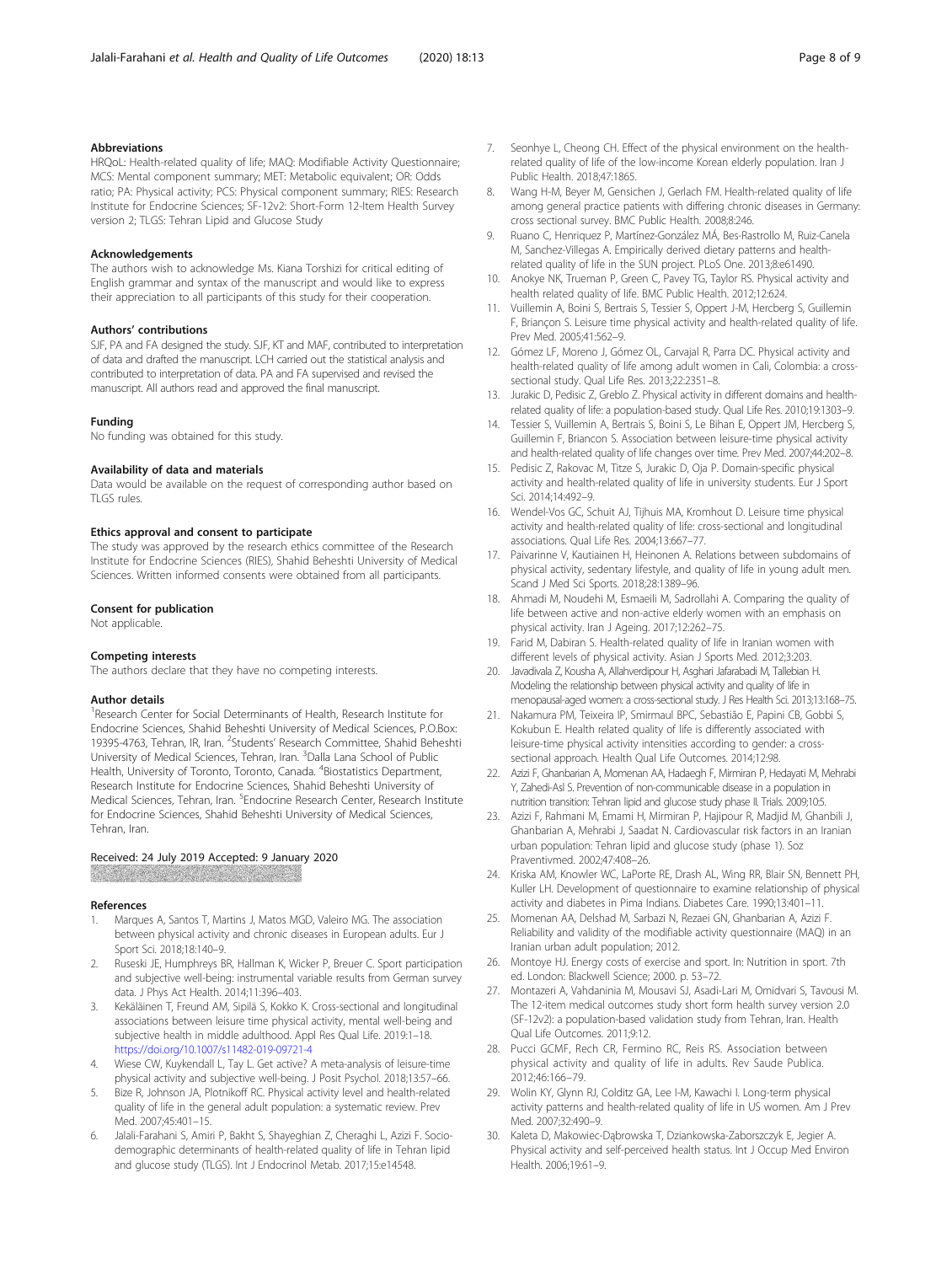### Abbreviations

HRQoL: Health-related quality of life; MAQ: Modifiable Activity Questionnaire; MCS: Mental component summary; MET: Metabolic equivalent; OR: Odds ratio; PA: Physical activity; PCS: Physical component summary; RIES: Research Institute for Endocrine Sciences; SF-12v2: Short-Form 12-Item Health Survey version 2; TLGS: Tehran Lipid and Glucose Study

### Acknowledgements

The authors wish to acknowledge Ms. Kiana Torshizi for critical editing of English grammar and syntax of the manuscript and would like to express their appreciation to all participants of this study for their cooperation.

### Authors' contributions

SJF, PA and FA designed the study. SJF, KT and MAF, contributed to interpretation of data and drafted the manuscript. LCH carried out the statistical analysis and contributed to interpretation of data. PA and FA supervised and revised the manuscript. All authors read and approved the final manuscript.

### Funding

No funding was obtained for this study.

### Availability of data and materials

Data would be available on the request of corresponding author based on TLGS rules.

### Ethics approval and consent to participate

The study was approved by the research ethics committee of the Research Institute for Endocrine Sciences (RIES), Shahid Beheshti University of Medical Sciences. Written informed consents were obtained from all participants.

### Consent for publication

Not applicable.

### Competing interests

The authors declare that they have no competing interests.

### Author details

[1]Research Center for Social Determinants of Health, Research Institute for Endocrine Sciences, Shahid Beheshti University of Medical Sciences, P.O.Box: 19395-4763, Tehran, IR, Iran. [2]Students' Research Committee, Shahid Beheshti University of Medical Sciences, Tehran, Iran. [3]Dalla Lana School of Public Health, University of Toronto, Toronto, Canada. [4]Biostatistics Department, Research Institute for Endocrine Sciences, Shahid Beheshti University of Medical Sciences, Tehran, Iran. [5]Endocrine Research Center, Research Institute for Endocrine Sciences, Shahid Beheshti University of Medical Sciences, Tehran, Iran.

Received: 24 July 2019 Accepted: 9 January 2020

### References

1. Marques A, Santos T, Martins J, Matos MGD, Valeiro MG. The association between physical activity and chronic diseases in European adults. Eur J Sport Sci. 2018;18:140–9.
2. Ruseski JE, Humphreys BR, Hallman K, Wicker P, Breuer C. Sport participation and subjective well-being: instrumental variable results from German survey data. J Phys Act Health. 2014;11:396–403.
3. Kekäläinen T, Freund AM, Sipilä S, Kokko K. Cross-sectional and longitudinal associations between leisure time physical activity, mental well-being and subjective health in middle adulthood. Appl Res Qual Life. 2019:1–18. https://doi.org/10.1007/s11482-019-09721-4
4. Wiese CW, Kuykendall L, Tay L. Get active? A meta-analysis of leisure-time physical activity and subjective well-being. J Posit Psychol. 2018;13:57–66.
5. Bize R, Johnson JA, Plotnikoff RC. Physical activity level and health-related quality of life in the general adult population: a systematic review. Prev Med. 2007;45:401–15.
6. Jalali-Farahani S, Amiri P, Bakht S, Shayeghian Z, Cheraghi L, Azizi F. Socio-demographic determinants of health-related quality of life in Tehran lipid and glucose study (TLGS). Int J Endocrinol Metab. 2017;15:e14548.
7. Seonhye L, Cheong CH. Effect of the physical environment on the health-related quality of life of the low-income Korean elderly population. Iran J Public Health. 2018;47:1865.
8. Wang H-M, Beyer M, Gensichen J, Gerlach FM. Health-related quality of life among general practice patients with differing chronic diseases in Germany: cross sectional survey. BMC Public Health. 2008;8:246.
9. Ruano C, Henriquez P, Martínez-González MÁ, Bes-Rastrollo M, Ruiz-Canela M, Sanchez-Villegas A. Empirically derived dietary patterns and health-related quality of life in the SUN project. PLoS One. 2013;8:e61490.
10. Anokye NK, Trueman P, Green C, Pavey TG, Taylor RS. Physical activity and health related quality of life. BMC Public Health. 2012;12:624.
11. Vuillemin A, Boini S, Bertrais S, Tessier S, Oppert J-M, Hercberg S, Guillemin F, Briançon S. Leisure time physical activity and health-related quality of life. Prev Med. 2005;41:562–9.
12. Gómez LF, Moreno J, Gómez OL, Carvajal R, Parra DC. Physical activity and health-related quality of life among adult women in Cali, Colombia: a cross-sectional study. Qual Life Res. 2013;22:2351–8.
13. Jurakic D, Pedisic Z, Greblo Z. Physical activity in different domains and health-related quality of life: a population-based study. Qual Life Res. 2010;19:1303–9.
14. Tessier S, Vuillemin A, Bertrais S, Boini S, Le Bihan E, Oppert JM, Hercberg S, Guillemin F, Briancon S. Association between leisure-time physical activity and health-related quality of life changes over time. Prev Med. 2007;44:202–8.
15. Pedisic Z, Rakovac M, Titze S, Jurakic D, Oja P. Domain-specific physical activity and health-related quality of life in university students. Eur J Sport Sci. 2014;14:492–9.
16. Wendel-Vos GC, Schuit AJ, Tijhuis MA, Kromhout D. Leisure time physical activity and health-related quality of life: cross-sectional and longitudinal associations. Qual Life Res. 2004;13:667–77.
17. Paivarinne V, Kautiainen H, Heinonen A. Relations between subdomains of physical activity, sedentary lifestyle, and quality of life in young adult men. Scand J Med Sci Sports. 2018;28:1389–96.
18. Ahmadi M, Noudehi M, Esmaeili M, Sadrollahi A. Comparing the quality of life between active and non-active elderly women with an emphasis on physical activity. Iran J Ageing. 2017;12:262–75.
19. Farid M, Dabiran S. Health-related quality of life in Iranian women with different levels of physical activity. Asian J Sports Med. 2012;3:203.
20. Javadivala Z, Kousha A, Allahverdipour H, Asghari Jafarabadi M, Tallebian H. Modeling the relationship between physical activity and quality of life in menopausal-aged women: a cross-sectional study. J Res Health Sci. 2013;13:168–75.
21. Nakamura PM, Teixeira IP, Smirmaul BPC, Sebastião E, Papini CB, Gobbi S, Kokubun E. Health related quality of life is differently associated with leisure-time physical activity intensities according to gender: a cross-sectional approach. Health Qual Life Outcomes. 2014;12:98.
22. Azizi F, Ghanbarian A, Momenan AA, Hadaegh F, Mirmiran P, Hedayati M, Mehrabi Y, Zahedi-Asl S. Prevention of non-communicable disease in a population in nutrition transition: Tehran lipid and glucose study phase II. Trials. 2009;10:5.
23. Azizi F, Rahmani M, Emami H, Mirmiran P, Hajipour R, Madjid M, Ghanbili J, Ghanbarian A, Mehrabi J, Saadat N. Cardiovascular risk factors in an Iranian urban population: Tehran lipid and glucose study (phase 1). Soz Praventivmed. 2002;47:408–26.
24. Kriska AM, Knowler WC, LaPorte RE, Drash AL, Wing RR, Blair SN, Bennett PH, Kuller LH. Development of questionnaire to examine relationship of physical activity and diabetes in Pima Indians. Diabetes Care. 1990;13:401–11.
25. Momenan AA, Delshad M, Sarbazi N, Rezaei GN, Ghanbarian A, Azizi F. Reliability and validity of the modifiable activity questionnaire (MAQ) in an Iranian urban adult population; 2012.
26. Montoye HJ. Energy costs of exercise and sport. In: Nutrition in sport. 7th ed. London: Blackwell Science; 2000. p. 53–72.
27. Montazeri A, Vahdaninia M, Mousavi SJ, Asadi-Lari M, Omidvari S, Tavousi M. The 12-item medical outcomes study short form health survey version 2.0 (SF-12v2): a population-based validation study from Tehran, Iran. Health Qual Life Outcomes. 2011;9:12.
28. Pucci GCMF, Rech CR, Fermino RC, Reis RS. Association between physical activity and quality of life in adults. Rev Saude Publica. 2012;46:166–79.
29. Wolin KY, Glynn RJ, Colditz GA, Lee I-M, Kawachi I. Long-term physical activity patterns and health-related quality of life in US women. Am J Prev Med. 2007;32:490–9.
30. Kaleta D, Makowiec-Dąbrowska T, Dziankowska-Zaborszczyk E, Jegier A. Physical activity and self-perceived health status. Int J Occup Med Environ Health. 2006;19:61–9.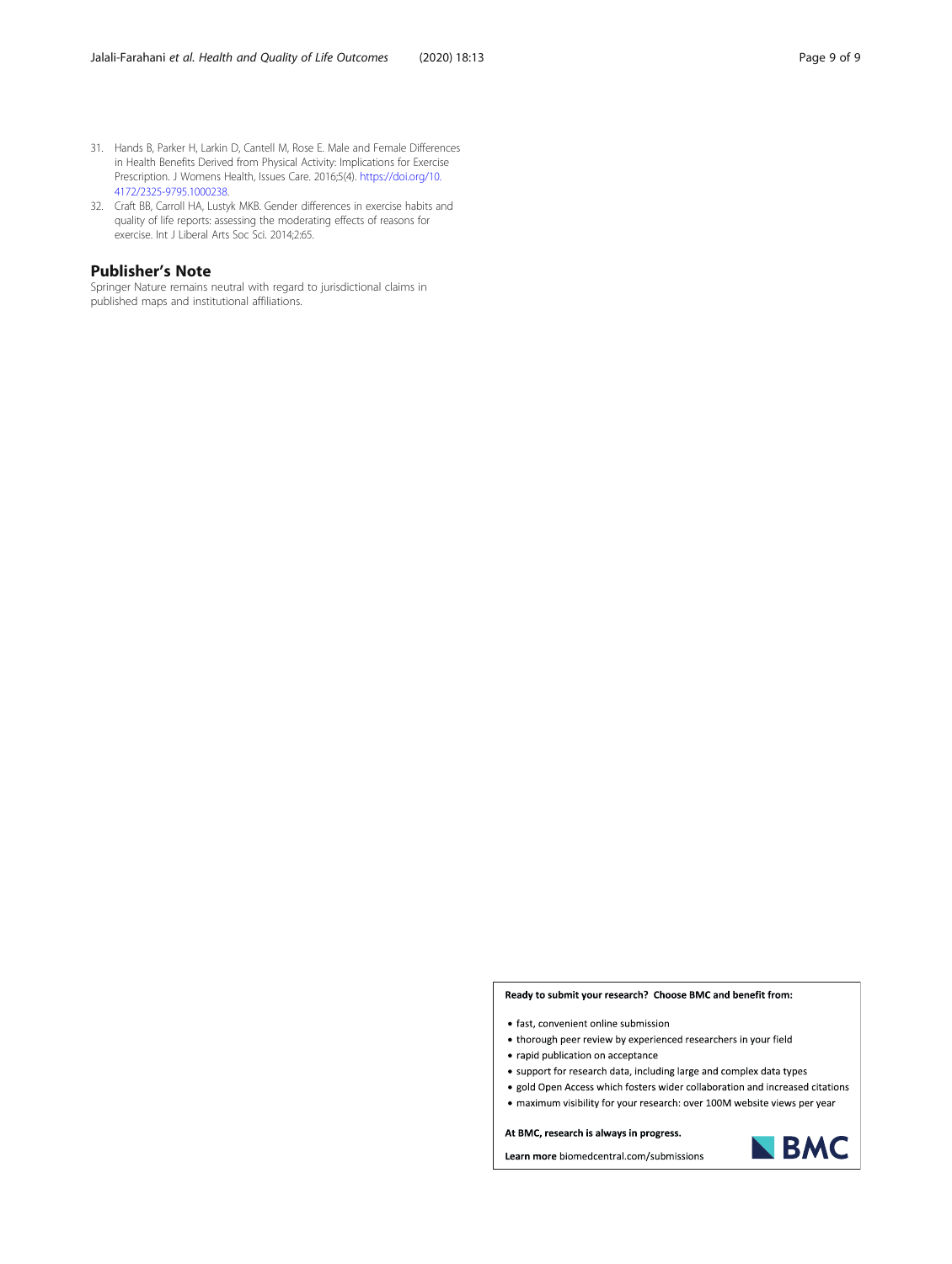31. Hands B, Parker H, Larkin D, Cantell M, Rose E. Male and Female Differences in Health Benefits Derived from Physical Activity: Implications for Exercise Prescription. J Womens Health, Issues Care. 2016;5(4). https://doi.org/10.4172/2325-9795.1000238.
32. Craft BB, Carroll HA, Lustyk MKB. Gender differences in exercise habits and quality of life reports: assessing the moderating effects of reasons for exercise. Int J Liberal Arts Soc Sci. 2014;2:65.

## Publisher's Note

Springer Nature remains neutral with regard to jurisdictional claims in published maps and institutional affiliations.

**Ready to submit your research? Choose BMC and benefit from:**

- fast, convenient online submission
- thorough peer review by experienced researchers in your field
- rapid publication on acceptance
- support for research data, including large and complex data types
- gold Open Access which fosters wider collaboration and increased citations
- maximum visibility for your research: over 100M website views per year

**At BMC, research is always in progress.**

**Learn more** biomedcentral.com/submissions

BMC